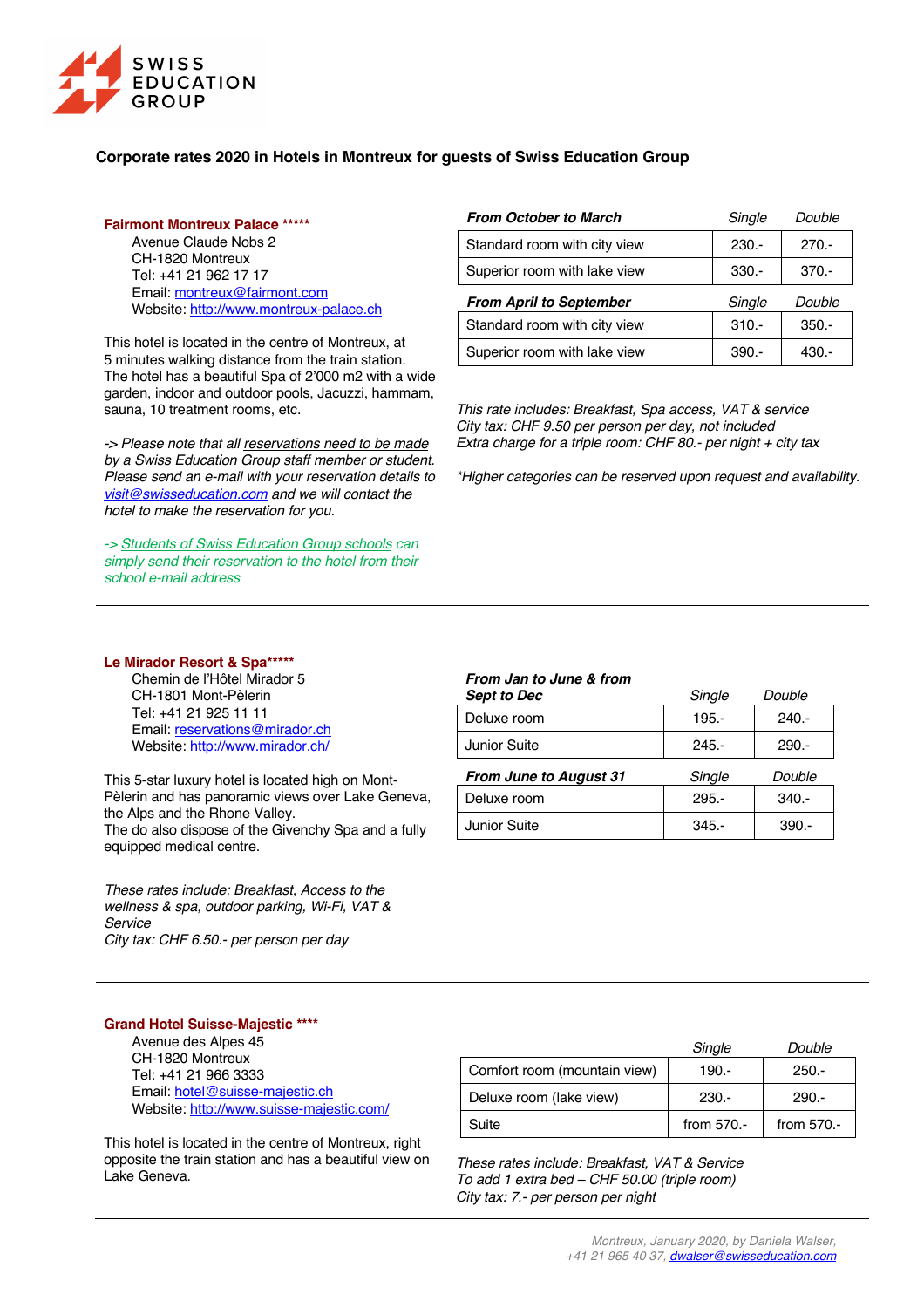SWISS EDUCATION GROUP

# Corporate rates 2020 in Hotels in Montreux for guests of Swiss Education Group

## Fairmont Montreux Palace *****

Avenue Claude Nobs 2
CH-1820 Montreux
Tel: +41 21 962 17 17
Email: montreux@fairmont.com
Website: http://www.montreux-palace.ch

This hotel is located in the centre of Montreux, at 5 minutes walking distance from the train station. The hotel has a beautiful Spa of 2'000 m2 with a wide garden, indoor and outdoor pools, Jacuzzi, hammam, sauna, 10 treatment rooms, etc.

*-> Please note that all reservations need to be made by a Swiss Education Group staff member or student. Please send an e-mail with your reservation details to visit@swisseducation.com and we will contact the hotel to make the reservation for you.*

*-> Students of Swiss Education Group schools can simply send their reservation to the hotel from their school e-mail address*

| ***From October to March*** | *Single* | *Double* |
|---|---|---|
| Standard room with city view | 230.- | 270.- |
| Superior room with lake view | 330.- | 370.- |
| ***From April to September*** | *Single* | *Double* |
| Standard room with city view | 310.- | 350.- |
| Superior room with lake view | 390.- | 430.- |

*This rate includes: Breakfast, Spa access, VAT & service*
*City tax: CHF 9.50 per person per day, not included*
*Extra charge for a triple room: CHF 80.- per night + city tax*

*\*Higher categories can be reserved upon request and availability.*

---

## Le Mirador Resort & Spa*****

Chemin de l'Hôtel Mirador 5
CH-1801 Mont-Pèlerin
Tel: +41 21 925 11 11
Email: reservations@mirador.ch
Website: http://www.mirador.ch/

This 5-star luxury hotel is located high on Mont-Pèlerin and has panoramic views over Lake Geneva, the Alps and the Rhone Valley.
The do also dispose of the Givenchy Spa and a fully equipped medical centre.

*These rates include: Breakfast, Access to the wellness & spa, outdoor parking, Wi-Fi, VAT & Service*
*City tax: CHF 6.50.- per person per day*

| ***From Jan to June & from Sept to Dec*** | *Single* | *Double* |
|---|---|---|
| Deluxe room | 195.- | 240.- |
| Junior Suite | 245.- | 290.- |
| ***From June to August 31*** | *Single* | *Double* |
| Deluxe room | 295.- | 340.- |
| Junior Suite | 345.- | 390.- |

---

## Grand Hotel Suisse-Majestic ****

Avenue des Alpes 45
CH-1820 Montreux
Tel: +41 21 966 3333
Email: hotel@suisse-majestic.ch
Website: http://www.suisse-majestic.com/

This hotel is located in the centre of Montreux, right opposite the train station and has a beautiful view on Lake Geneva.

| | *Single* | *Double* |
|---|---|---|
| Comfort room (mountain view) | 190.- | 250.- |
| Deluxe room (lake view) | 230.- | 290.- |
| Suite | from 570.- | from 570.- |

*These rates include: Breakfast, VAT & Service*
*To add 1 extra bed – CHF 50.00 (triple room)*
*City tax: 7.- per person per night*

---

*Montreux, January 2020, by Daniela Walser,*
*+41 21 965 40 37, dwalser@swisseducation.com*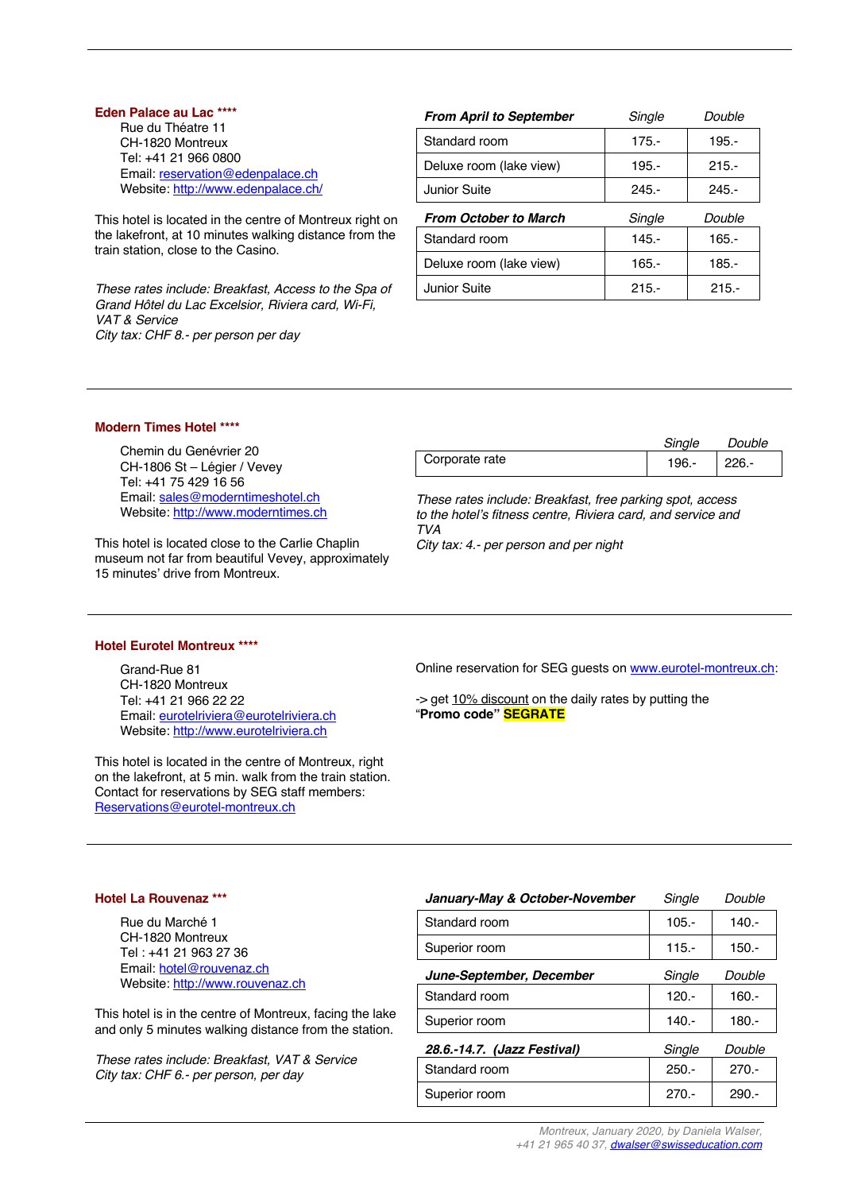### Eden Palace au Lac ****

Rue du Théatre 11
CH-1820 Montreux
Tel: +41 21 966 0800
Email: reservation@edenpalace.ch
Website: http://www.edenpalace.ch/

This hotel is located in the centre of Montreux right on the lakefront, at 10 minutes walking distance from the train station, close to the Casino.

*These rates include: Breakfast, Access to the Spa of Grand Hôtel du Lac Excelsior, Riviera card, Wi-Fi, VAT & Service*
*City tax: CHF 8.- per person per day*

| ***From April to September*** | *Single* | *Double* |
|---|---|---|
| Standard room | 175.- | 195.- |
| Deluxe room (lake view) | 195.- | 215.- |
| Junior Suite | 245.- | 245.- |
| ***From October to March*** | *Single* | *Double* |
| Standard room | 145.- | 165.- |
| Deluxe room (lake view) | 165.- | 185.- |
| Junior Suite | 215.- | 215.- |

---

### Modern Times Hotel ****

Chemin du Genévrier 20
CH-1806 St – Légier / Vevey
Tel: +41 75 429 16 56
Email: sales@moderntimeshotel.ch
Website: http://www.moderntimes.ch

This hotel is located close to the Carlie Chaplin museum not far from beautiful Vevey, approximately 15 minutes' drive from Montreux.

| | *Single* | *Double* |
|---|---|---|
| Corporate rate | 196.- | 226.- |

*These rates include: Breakfast, free parking spot, access to the hotel's fitness centre, Riviera card, and service and TVA*
*City tax: 4.- per person and per night*

---

### Hotel Eurotel Montreux ****

Grand-Rue 81
CH-1820 Montreux
Tel: +41 21 966 22 22
Email: eurotelriviera@eurotelriviera.ch
Website: http://www.eurotelriviera.ch

This hotel is located in the centre of Montreux, right on the lakefront, at 5 min. walk from the train station. Contact for reservations by SEG staff members: Reservations@eurotel-montreux.ch

Online reservation for SEG guests on www.eurotel-montreux.ch:

-> get 10% discount on the daily rates by putting the **"Promo code" SEGRATE**

---

### Hotel La Rouvenaz ***

Rue du Marché 1
CH-1820 Montreux
Tel : +41 21 963 27 36
Email: hotel@rouvenaz.ch
Website: http://www.rouvenaz.ch

This hotel is in the centre of Montreux, facing the lake and only 5 minutes walking distance from the station.

*These rates include: Breakfast, VAT & Service*
*City tax: CHF 6.- per person, per day*

| ***January-May & October-November*** | *Single* | *Double* |
|---|---|---|
| Standard room | 105.- | 140.- |
| Superior room | 115.- | 150.- |
| ***June-September, December*** | *Single* | *Double* |
| Standard room | 120.- | 160.- |
| Superior room | 140.- | 180.- |
| ***28.6.-14.7. (Jazz Festival)*** | *Single* | *Double* |
| Standard room | 250.- | 270.- |
| Superior room | 270.- | 290.- |

*Montreux, January 2020, by Daniela Walser, +41 21 965 40 37, dwalser@swisseducation.com*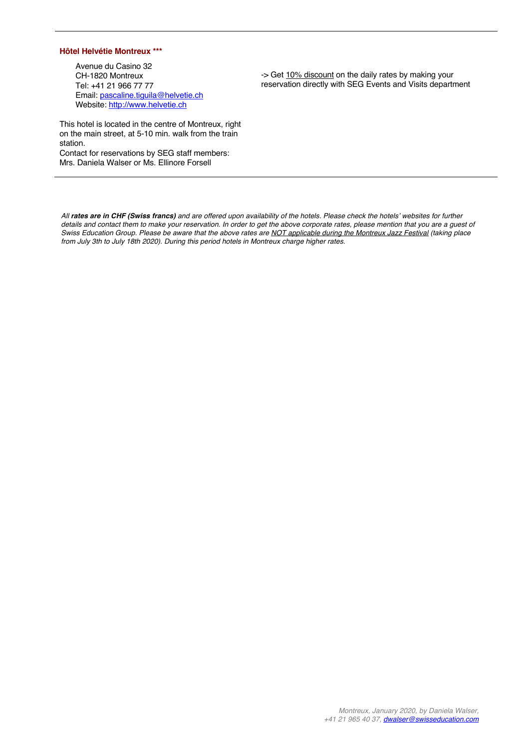**Hôtel Helvétie Montreux *****

Avenue du Casino 32
CH-1820 Montreux
Tel: +41 21 966 77 77
Email: pascaline.tiguila@helvetie.ch
Website: http://www.helvetie.ch

This hotel is located in the centre of Montreux, right on the main street, at 5-10 min. walk from the train station.
Contact for reservations by SEG staff members: Mrs. Daniela Walser or Ms. Ellinore Forsell

-> Get 10% discount on the daily rates by making your reservation directly with SEG Events and Visits department

---

*All **rates are in CHF (Swiss francs)** and are offered upon availability of the hotels. Please check the hotels' websites for further details and contact them to make your reservation. In order to get the above corporate rates, please mention that you are a guest of Swiss Education Group. Please be aware that the above rates are NOT applicable during the Montreux Jazz Festival (taking place from July 3th to July 18th 2020). During this period hotels in Montreux charge higher rates.*

*Montreux, January 2020, by Daniela Walser,*
*+41 21 965 40 37, dwalser@swisseducation.com*